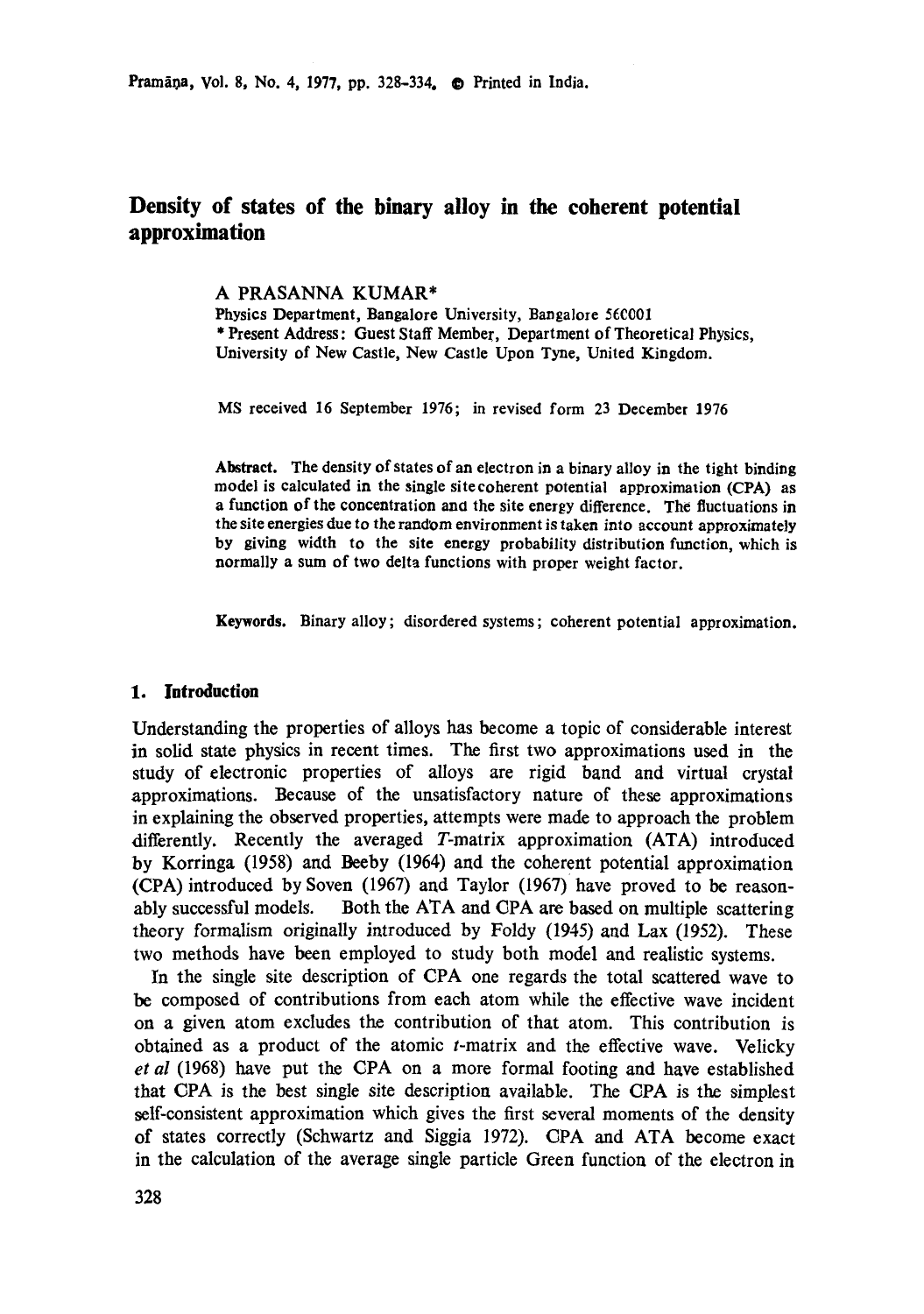# Density of states of the binary alloy in the coherent potential approximation

A PRASANNA KUMAR*

Physics Department, Bangalore University, Bangalore 560001

* Present Address: Guest Staff Member, Department of Theoretical Physics, University of New Castle, New Castle Upon Tyne, United Kingdom.

MS received 16 September 1976; in revised form 23 December 1976

**Abstract.** The density of states of an electron in a binary alloy in the tight binding model is calculated in the single site coherent potential approximation (CPA) as a function of the concentration and the site energy difference. The fluctuations in the site energies due to the random environment is taken into account approximately by giving width to the site energy probability distribution function, which is normally a sum of two delta functions with proper weight factor.

**Keywords.** Binary alloy; disordered systems; coherent potential approximation.

## 1. Introduction

Understanding the properties of alloys has become a topic of considerable interest in solid state physics in recent times. The first two approximations used in the study of electronic properties of alloys are rigid band and virtual crystal approximations. Because of the unsatisfactory nature of these approximations in explaining the observed properties, attempts were made to approach the problem differently. Recently the averaged *T*-matrix approximation (ATA) introduced by Korringa (1958) and Beeby (1964) and the coherent potential approximation (CPA) introduced by Soven (1967) and Taylor (1967) have proved to be reasonably successful models. Both the ATA and CPA are based on multiple scattering theory formalism originally introduced by Foldy (1945) and Lax (1952). These two methods have been employed to study both model and realistic systems.

In the single site description of CPA one regards the total scattered wave to be composed of contributions from each atom while the effective wave incident on a given atom excludes the contribution of that atom. This contribution is obtained as a product of the atomic $t$-matrix and the effective wave. Velicky *et al* (1968) have put the CPA on a more formal footing and have established that CPA is the best single site description available. The CPA is the simplest self-consistent approximation which gives the first several moments of the density of states correctly (Schwartz and Siggia 1972). CPA and ATA become exact in the calculation of the average single particle Green function of the electron in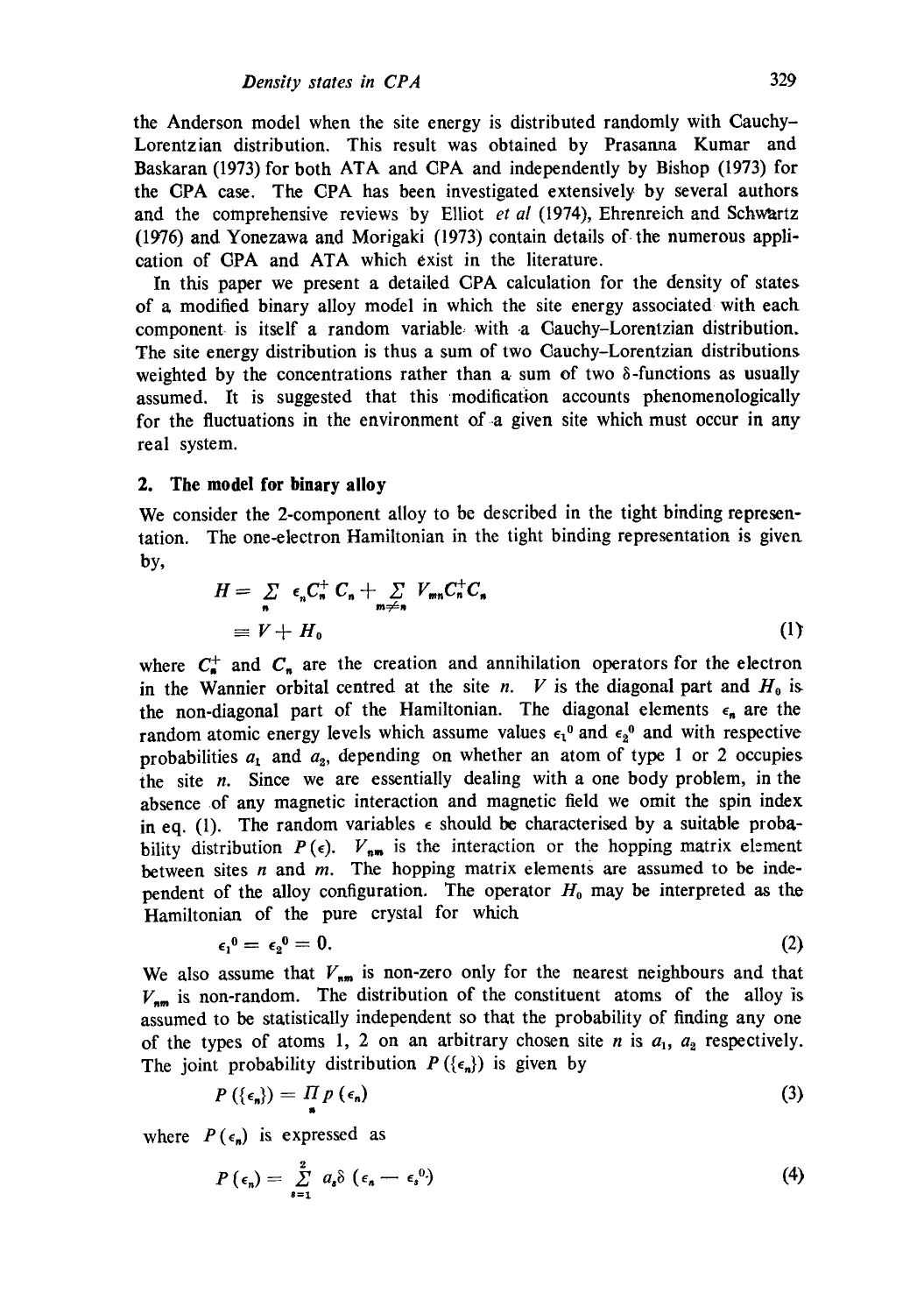the Anderson model when the site energy is distributed randomly with Cauchy–Lorentzian distribution. This result was obtained by Prasanna Kumar and Baskaran (1973) for both ATA and CPA and independently by Bishop (1973) for the CPA case. The CPA has been investigated extensively by several authors and the comprehensive reviews by Elliot *et al* (1974), Ehrenreich and Schwartz (1976) and Yonezawa and Morigaki (1973) contain details of the numerous application of CPA and ATA which exist in the literature.

In this paper we present a detailed CPA calculation for the density of states of a modified binary alloy model in which the site energy associated with each component is itself a random variable with a Cauchy–Lorentzian distribution. The site energy distribution is thus a sum of two Cauchy–Lorentzian distributions weighted by the concentrations rather than a sum of two δ-functions as usually assumed. It is suggested that this modification accounts phenomenologically for the fluctuations in the environment of a given site which must occur in any real system.

## 2. The model for binary alloy

We consider the 2-component alloy to be described in the tight binding representation. The one-electron Hamiltonian in the tight binding representation is given by,

$$H = \sum_{n} \epsilon_n C_n^{+} C_n + \sum_{m \neq n} V_{mn} C_n^{+} C_n$$

$$\equiv V + H_0 \tag{1}$$

where $C_n^{+}$ and $C_n$ are the creation and annihilation operators for the electron in the Wannier orbital centred at the site $n$. $V$ is the diagonal part and $H_0$ is the non-diagonal part of the Hamiltonian. The diagonal elements $\epsilon_n$ are the random atomic energy levels which assume values $\epsilon_1^0$ and $\epsilon_2^0$ and with respective probabilities $a_1$ and $a_2$, depending on whether an atom of type 1 or 2 occupies the site $n$. Since we are essentially dealing with a one body problem, in the absence of any magnetic interaction and magnetic field we omit the spin index in eq. (1). The random variables $\epsilon$ should be characterised by a suitable probability distribution $P(\epsilon)$. $V_{nm}$ is the interaction or the hopping matrix element between sites $n$ and $m$. The hopping matrix elements are assumed to be independent of the alloy configuration. The operator $H_0$ may be interpreted as the Hamiltonian of the pure crystal for which

$$\epsilon_1^0 = \epsilon_2^0 = 0. \tag{2}$$

We also assume that $V_{nm}$ is non-zero only for the nearest neighbours and that $V_{nm}$ is non-random. The distribution of the constituent atoms of the alloy is assumed to be statistically independent so that the probability of finding any one of the types of atoms 1, 2 on an arbitrary chosen site $n$ is $a_1$, $a_2$ respectively. The joint probability distribution $P(\{\epsilon_n\})$ is given by

$$P(\{\epsilon_n\}) = \prod_{n} p(\epsilon_n) \tag{3}$$

where $P(\epsilon_n)$ is expressed as

$$P(\epsilon_n) = \sum_{s=1}^{2} a_s \delta(\epsilon_n - \epsilon_s^0) \tag{4}$$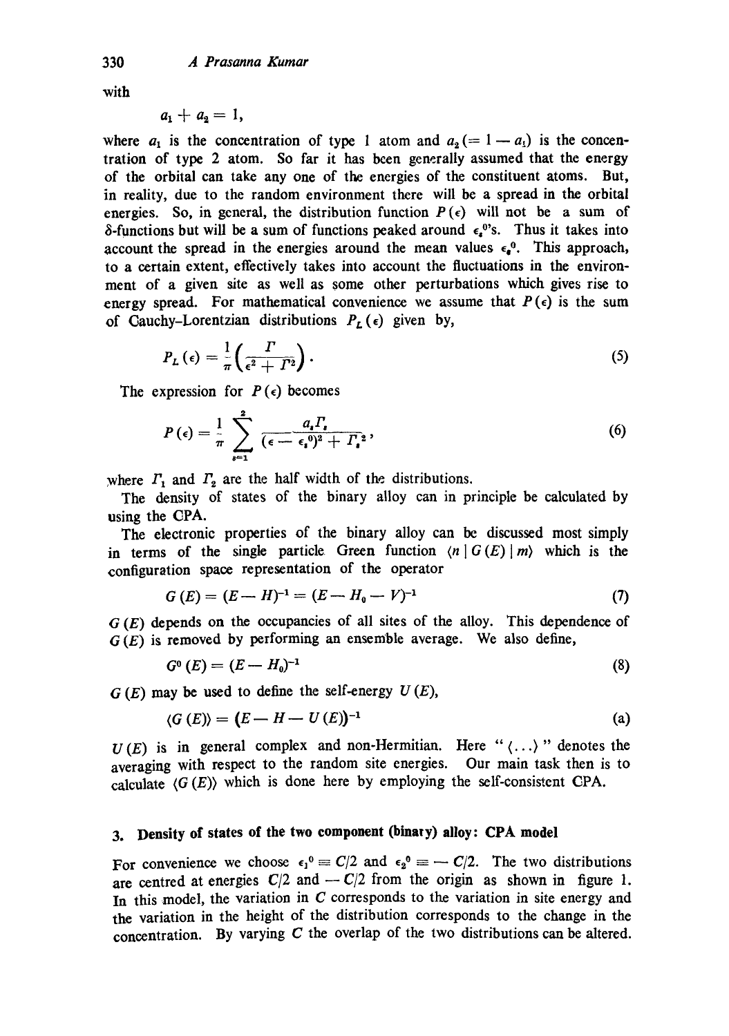with

$$a_1 + a_2 = 1,$$

where $a_1$ is the concentration of type 1 atom and $a_2 (= 1 - a_1)$ is the concentration of type 2 atom. So far it has been generally assumed that the energy of the orbital can take any one of the energies of the constituent atoms. But, in reality, due to the random environment there will be a spread in the orbital energies. So, in general, the distribution function $P(\epsilon)$ will not be a sum of $\delta$-functions but will be a sum of functions peaked around $\epsilon_s^0$'s. Thus it takes into account the spread in the energies around the mean values $\epsilon_s^0$. This approach, to a certain extent, effectively takes into account the fluctuations in the environment of a given site as well as some other perturbations which gives rise to energy spread. For mathematical convenience we assume that $P(\epsilon)$ is the sum of Cauchy–Lorentzian distributions $P_L(\epsilon)$ given by,

$$P_L(\epsilon) = \frac{1}{\pi}\left(\frac{\Gamma}{\epsilon^2 + \Gamma^2}\right). \tag{5}$$

The expression for $P(\epsilon)$ becomes

$$P(\epsilon) = \frac{1}{\pi} \sum_{s=1}^{2} \frac{a_s \Gamma_s}{(\epsilon - \epsilon_s^0)^2 + \Gamma_s^2}, \tag{6}$$

where $\Gamma_1$ and $\Gamma_2$ are the half width of the distributions.

The density of states of the binary alloy can in principle be calculated by using the CPA.

The electronic properties of the binary alloy can be discussed most simply in terms of the single particle Green function $\langle n | G(E) | m \rangle$ which is the configuration space representation of the operator

$$G(E) = (E - H)^{-1} = (E - H_0 - V)^{-1} \tag{7}$$

$G(E)$ depends on the occupancies of all sites of the alloy. This dependence of $G(E)$ is removed by performing an ensemble average. We also define,

$$G^0(E) = (E - H_0)^{-1} \tag{8}$$

$G(E)$ may be used to define the self-energy $U(E)$,

$$\langle G(E) \rangle = (E - H - U(E))^{-1} \tag{a}$$

$U(E)$ is in general complex and non-Hermitian. Here " $\langle \ldots \rangle$ " denotes the averaging with respect to the random site energies. Our main task then is to calculate $\langle G(E) \rangle$ which is done here by employing the self-consistent CPA.

## 3. Density of states of the two component (binary) alloy: CPA model

For convenience we choose $\epsilon_1^0 \equiv C/2$ and $\epsilon_2^0 \equiv -C/2$. The two distributions are centred at energies $C/2$ and $-C/2$ from the origin as shown in figure 1. In this model, the variation in $C$ corresponds to the variation in site energy and the variation in the height of the distribution corresponds to the change in the concentration. By varying $C$ the overlap of the two distributions can be altered.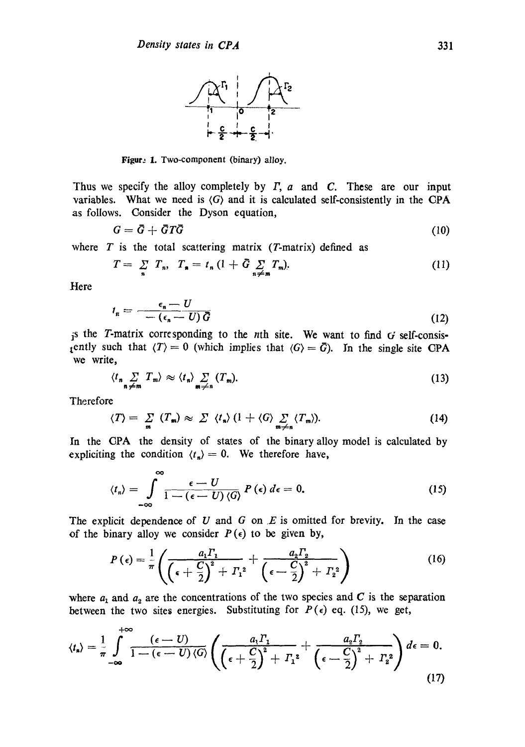Figure 1. Two-component (binary) alloy.

Thus we specify the alloy completely by $\Gamma$, $a$ and $C$. These are our input variables. What we need is $\langle G \rangle$ and it is calculated self-consistently in the CPA as follows. Consider the Dyson equation,

$$G = \bar{G} + \bar{G} T \bar{G} \tag{10}$$

where $T$ is the total scattering matrix ($T$-matrix) defined as

$$T = \sum_n T_n, \quad T_n = t_n \left(1 + \bar{G} \sum_{n \neq m} T_m\right). \tag{11}$$

Here

$$t_n = \frac{\epsilon_n - U}{-(\epsilon_n - U)\bar{G}} \tag{12}$$

is the $T$-matrix corresponding to the $n$th site. We want to find $G$ self-consistently such that $\langle T \rangle = 0$ (which implies that $\langle G \rangle = \bar{G}$). In the single site CPA we write,

$$\langle t_n \sum_{n \neq m} T_m \rangle \approx \langle t_n \rangle \sum_{m \neq n} \langle T_m \rangle. \tag{13}$$

Therefore

$$\langle T \rangle = \sum_m \langle T_m \rangle \approx \sum \langle t_n \rangle \left(1 + \langle G \rangle \sum_{m \neq n} \langle T_m \rangle\right). \tag{14}$$

In the CPA the density of states of the binary alloy model is calculated by expliciting the condition $\langle t_n \rangle = 0$. We therefore have,

$$\langle t_n \rangle = \int_{-\infty}^{\infty} \frac{\epsilon - U}{1 - (\epsilon - U)\langle G \rangle} P(\epsilon)\, d\epsilon = 0. \tag{15}$$

The explicit dependence of $U$ and $G$ on $E$ is omitted for brevity. In the case of the binary alloy we consider $P(\epsilon)$ to be given by,

$$P(\epsilon) = \frac{1}{\pi} \left( \frac{a_1 \Gamma_1}{\left(\epsilon + \frac{C}{2}\right)^2 + \Gamma_1^2} + \frac{a_2 \Gamma_2}{\left(\epsilon - \frac{C}{2}\right)^2 + \Gamma_2^2} \right) \tag{16}$$

where $a_1$ and $a_2$ are the concentrations of the two species and $C$ is the separation between the two sites energies. Substituting for $P(\epsilon)$ eq. (15), we get,

$$\langle t_n \rangle = \frac{1}{\pi} \int_{-\infty}^{+\infty} \frac{(\epsilon - U)}{1 - (\epsilon - U)\langle G \rangle} \left( \frac{a_1 \Gamma_1}{\left(\epsilon + \frac{C}{2}\right)^2 + \Gamma_1^2} + \frac{a_2 \Gamma_2}{\left(\epsilon - \frac{C}{2}\right)^2 + \Gamma_2^2} \right) d\epsilon = 0. \tag{17}$$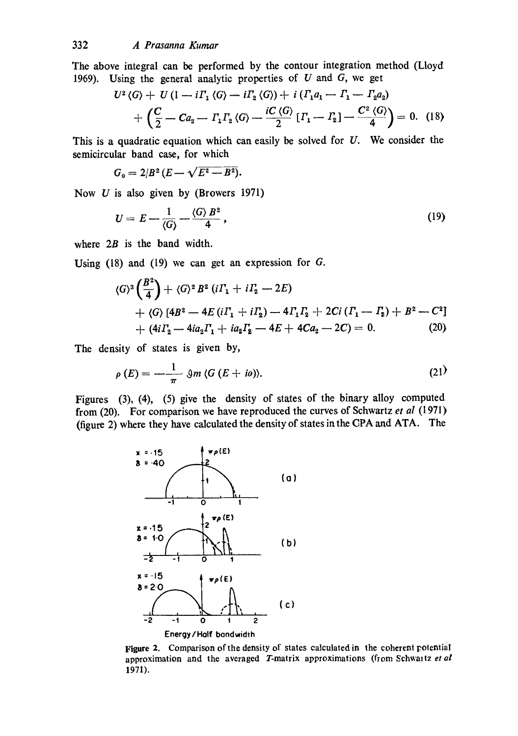The above integral can be performed by the contour integration method (Lloyd 1969). Using the general analytic properties of $U$ and $G$, we get

$$U^2 \langle G \rangle + U (1 - i\Gamma_1 \langle G \rangle - i\Gamma_2 \langle G \rangle) + i (\Gamma_1 a_1 - \Gamma_1 - \Gamma_2 a_2) + \left( \frac{C}{2} - Ca_2 - \Gamma_1 \Gamma_2 \langle G \rangle - \frac{iC \langle G \rangle}{2} [\Gamma_1 - \Gamma_2] - \frac{C^2 \langle G \rangle}{4} \right) = 0. \quad (18)$$

This is a quadratic equation which can easily be solved for $U$. We consider the semicircular band case, for which

$$G_0 = 2/B^2 (E - \sqrt{E^2 - B^2}).$$

Now $U$ is also given by (Browers 1971)

$$U = E - \frac{1}{\langle G \rangle} - \frac{\langle G \rangle B^2}{4}, \quad (19)$$

where $2B$ is the band width.

Using (18) and (19) we can get an expression for $G$.

$$\langle G \rangle^3 \left( \frac{B^2}{4} \right) + \langle G \rangle^2 B^2 (i\Gamma_1 + i\Gamma_2 - 2E) + \langle G \rangle [4B^2 - 4E (i\Gamma_1 + i\Gamma_2) - 4\Gamma_1 \Gamma_2 + 2Ci (\Gamma_1 - \Gamma_2) + B^2 - C^2] + (4i\Gamma_2 - 4ia_2 \Gamma_1 + ia_2 \Gamma_2 - 4E + 4Ca_2 - 2C) = 0. \quad (20)$$

The density of states is given by,

$$\rho (E) = -\frac{1}{\pi} \mathcal{I}m \langle G (E + io) \rangle. \quad (21)$$

Figures (3), (4), (5) give the density of states of the binary alloy computed from (20). For comparison we have reproduced the curves of Schwartz *et al* (1971) (figure 2) where they have calculated the density of states in the CPA and ATA. The

**Figure 2.** Comparison of the density of states calculated in the coherent potential approximation and the averaged $T$-matrix approximations (from Schwartz *et al* 1971).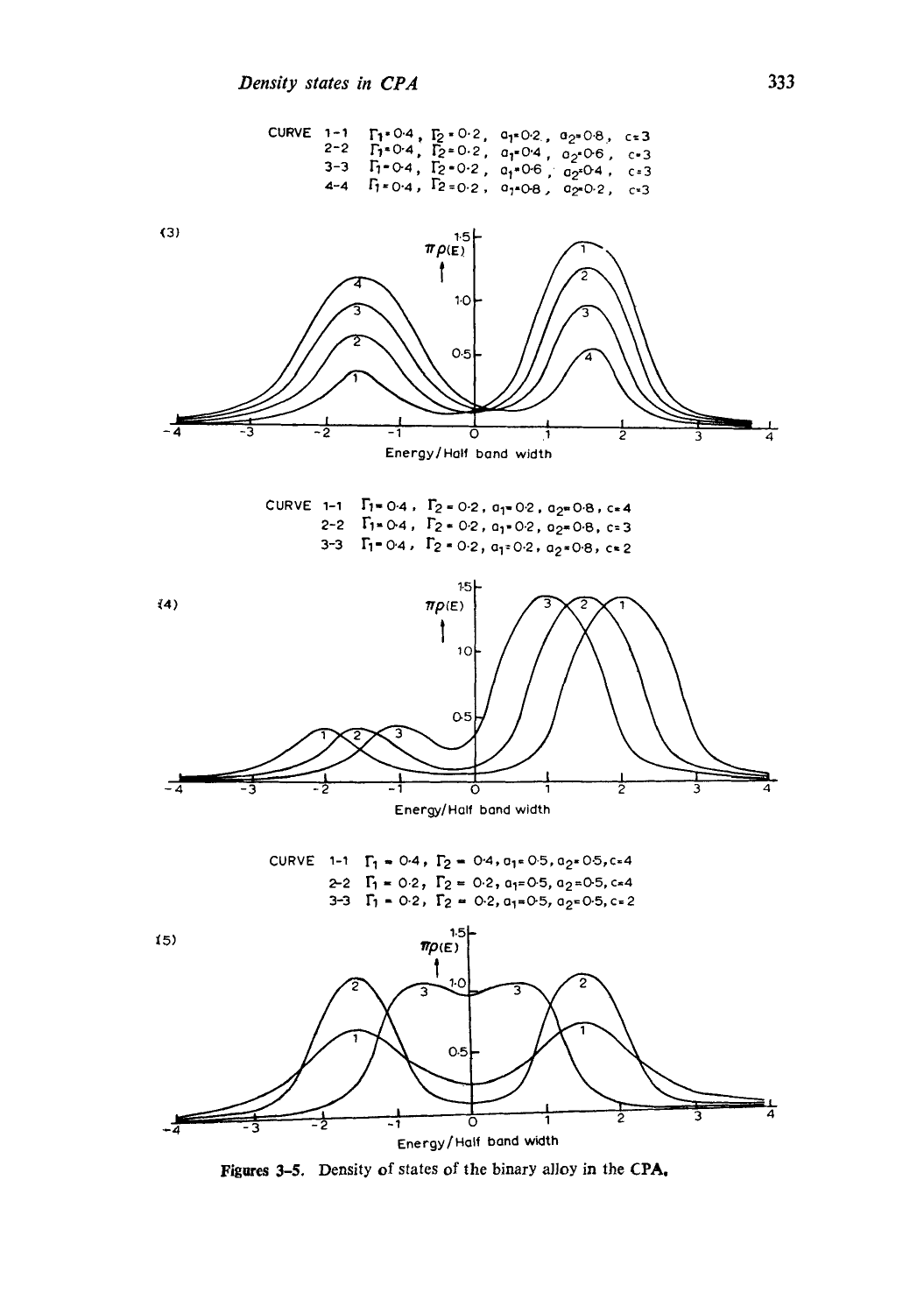CURVE 1-1 $\Gamma_1 = 0{\cdot}4$, $\Gamma_2 = 0{\cdot}2$, $a_1 = 0{\cdot}2$, $a_2 = 0{\cdot}8$, $c = 3$
2-2 $\Gamma_1 = 0{\cdot}4$, $\Gamma_2 = 0{\cdot}2$, $a_1 = 0{\cdot}4$, $a_2 = 0{\cdot}6$, $c = 3$
3-3 $\Gamma_1 = 0{\cdot}4$, $\Gamma_2 = 0{\cdot}2$, $a_1 = 0{\cdot}6$, $a_2 = 0{\cdot}4$, $c = 3$
4-4 $\Gamma_1 = 0{\cdot}4$, $\Gamma_2 = 0{\cdot}2$, $a_1 = 0{\cdot}8$, $a_2 = 0{\cdot}2$, $c = 3$

(3)

$\pi\rho(E)$

Energy/Half band width

CURVE 1-1 $\Gamma_1 = 0{\cdot}4$, $\Gamma_2 = 0{\cdot}2$, $a_1 = 0{\cdot}2$, $a_2 = 0{\cdot}8$, $c = 4$
2-2 $\Gamma_1 = 0{\cdot}4$, $\Gamma_2 = 0{\cdot}2$, $a_1 = 0{\cdot}2$, $a_2 = 0{\cdot}8$, $c = 3$
3-3 $\Gamma_1 = 0{\cdot}4$, $\Gamma_2 = 0{\cdot}2$, $a_1 = 0{\cdot}2$, $a_2 = 0{\cdot}8$, $c = 2$

(4)

$\pi\rho(E)$

Energy/Half band width

CURVE 1-1 $\Gamma_1 = 0{\cdot}4$, $\Gamma_2 = 0{\cdot}4$, $a_1 = 0{\cdot}5$, $a_2 = 0{\cdot}5$, $c = 4$
2-2 $\Gamma_1 = 0{\cdot}2$, $\Gamma_2 = 0{\cdot}2$, $a_1 = 0{\cdot}5$, $a_2 = 0{\cdot}5$, $c = 4$
3-3 $\Gamma_1 = 0{\cdot}2$, $\Gamma_2 = 0{\cdot}2$, $a_1 = 0{\cdot}5$, $a_2 = 0{\cdot}5$, $c = 2$

(5)

$\pi\rho(E)$

Energy/Half band width

**Figures 3–5.** Density of states of the binary alloy in the CPA.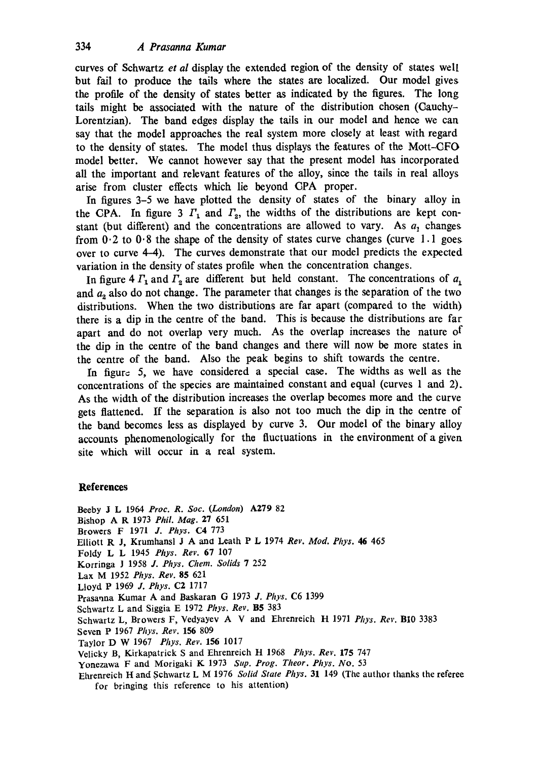curves of Schwartz *et al* display the extended region of the density of states well but fail to produce the tails where the states are localized. Our model gives the profile of the density of states better as indicated by the figures. The long tails might be associated with the nature of the distribution chosen (Cauchy–Lorentzian). The band edges display the tails in our model and hence we can say that the model approaches the real system more closely at least with regard to the density of states. The model thus displays the features of the Mott–CFO model better. We cannot however say that the present model has incorporated all the important and relevant features of the alloy, since the tails in real alloys arise from cluster effects which lie beyond CPA proper.

In figures 3–5 we have plotted the density of states of the binary alloy in the CPA. In figure 3 $\Gamma_1$ and $\Gamma_2$, the widths of the distributions are kept constant (but different) and the concentrations are allowed to vary. As $a_1$ changes from 0·2 to 0·8 the shape of the density of states curve changes (curve 1.1 goes over to curve 4–4). The curves demonstrate that our model predicts the expected variation in the density of states profile when the concentration changes.

In figure 4 $\Gamma_1$ and $\Gamma_2$ are different but held constant. The concentrations of $a_1$ and $a_2$ also do not change. The parameter that changes is the separation of the two distributions. When the two distributions are far apart (compared to the width) there is a dip in the centre of the band. This is because the distributions are far apart and do not overlap very much. As the overlap increases the nature of the dip in the centre of the band changes and there will now be more states in the centre of the band. Also the peak begins to shift towards the centre.

In figure 5, we have considered a special case. The widths as well as the concentrations of the species are maintained constant and equal (curves 1 and 2). As the width of the distribution increases the overlap becomes more and the curve gets flattened. If the separation is also not too much the dip in the centre of the band becomes less as displayed by curve 3. Our model of the binary alloy accounts phenomenologically for the fluctuations in the environment of a given site which will occur in a real system.

## References

Beeby J L 1964 *Proc. R. Soc. (London)* **A279** 82

Bishop A R 1973 *Phil. Mag.* **27** 651

Browers F 1971 *J. Phys.* **C4** 773

Elliott R J, Krumhansl J A and Leath P L 1974 *Rev. Mod. Phys.* **46** 465

Foldy L L 1945 *Phys. Rev.* **67** 107

Korringa J 1958 *J. Phys. Chem. Solids* **7** 252

Lax M 1952 *Phys. Rev.* **85** 621

Lloyd P 1969 *J. Phys.* **C2** 1717

Prasanna Kumar A and Baskaran G 1973 *J. Phys.* **C6** 1399

Schwartz L and Siggia E 1972 *Phys. Rev.* **B5** 383

Schwartz L, Browers F, Vedyayev A V and Ehrenreich H 1971 *Phys. Rev.* **B10** 3383

Seven P 1967 *Phys. Rev.* **156** 809

Taylor D W 1967 *Phys. Rev.* **156** 1017

Velicky B, Kirkapatrick S and Ehrenreich H 1968 *Phys. Rev.* **175** 747

Yonezawa F and Morigaki K 1973 *Sup. Prog. Theor. Phys.* No. 53

Ehrenreich H and Schwartz L M 1976 *Solid State Phys.* **31** 149 (The author thanks the referee for bringing this reference to his attention)